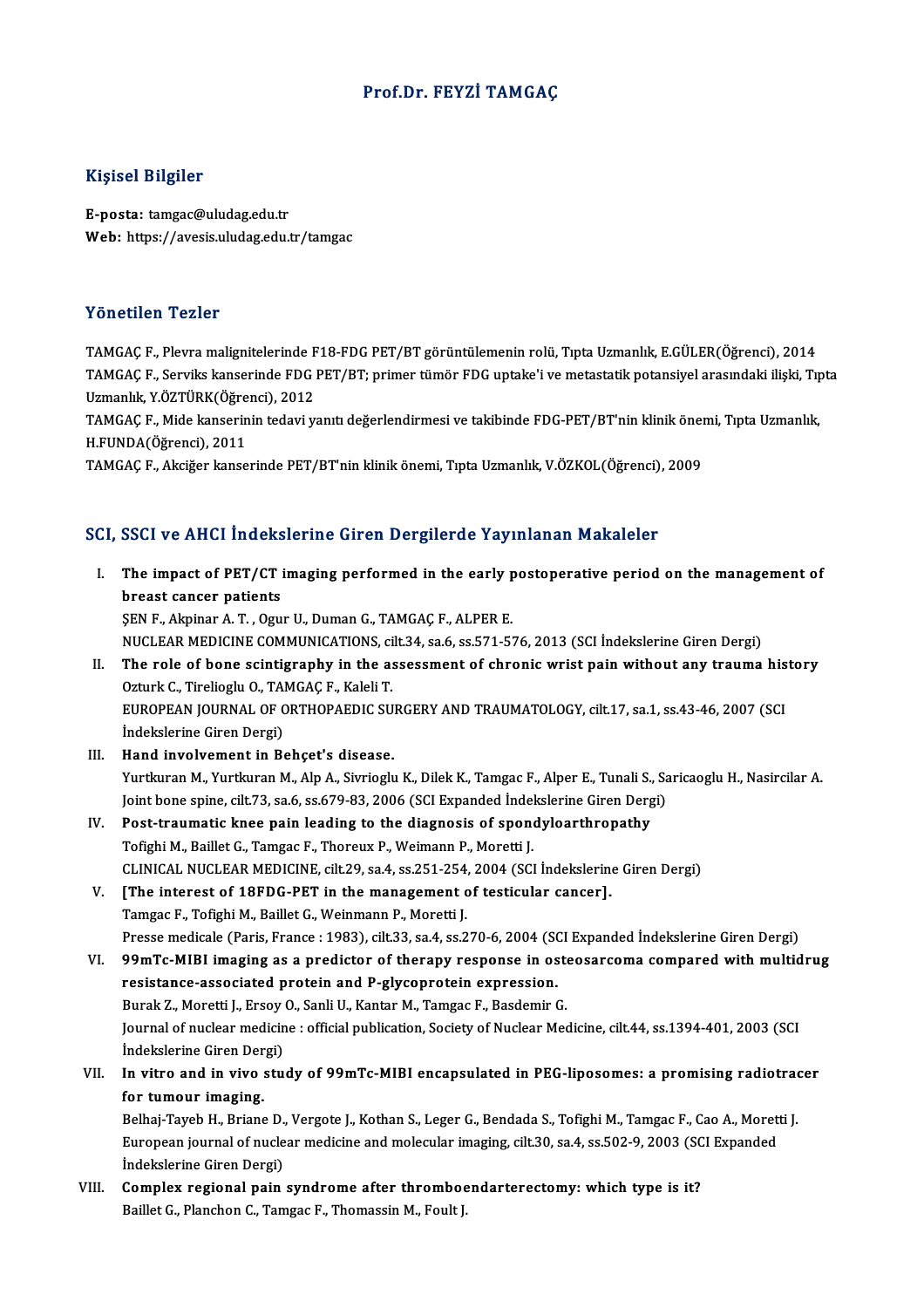# Prof.Dr. FEYZİ TAMGAÇ

## Kişisel Bilgiler

**E-posta:** tamgac@uludag.edu.tr
**Web:** https://avesis.uludag.edu.tr/tamgac

## Yönetilen Tezler

TAMGAÇ F., Plevra malignitelerinde F18-FDG PET/BT görüntülemenin rolü, Tıpta Uzmanlık, E.GÜLER(Öğrenci), 2014
TAMGAÇ F., Serviks kanserinde FDG PET/BT; primer tümör FDG uptake'i ve metastatik potansiyel arasındaki ilişki, Tıpta Uzmanlık, Y.ÖZTÜRK(Öğrenci), 2012
TAMGAÇ F., Mide kanserinin tedavi yanıtı değerlendirmesi ve takibinde FDG-PET/BT'nin klinik önemi, Tıpta Uzmanlık, H.FUNDA(Öğrenci), 2011
TAMGAÇ F., Akciğer kanserinde PET/BT'nin klinik önemi, Tıpta Uzmanlık, V.ÖZKOL(Öğrenci), 2009

## SCI, SSCI ve AHCI İndekslerine Giren Dergilerde Yayınlanan Makaleler

I. **The impact of PET/CT imaging performed in the early postoperative period on the management of breast cancer patients**
ŞEN F., Akpinar A. T. , Ogur U., Duman G., TAMGAÇ F., ALPER E.
NUCLEAR MEDICINE COMMUNICATIONS, cilt.34, sa.6, ss.571-576, 2013 (SCI İndekslerine Giren Dergi)

II. **The role of bone scintigraphy in the assessment of chronic wrist pain without any trauma history**
Ozturk C., Tirelioglu O., TAMGAÇ F., Kaleli T.
EUROPEAN JOURNAL OF ORTHOPAEDIC SURGERY AND TRAUMATOLOGY, cilt.17, sa.1, ss.43-46, 2007 (SCI İndekslerine Giren Dergi)

III. **Hand involvement in Behçet's disease.**
Yurtkuran M., Yurtkuran M., Alp A., Sivrioglu K., Dilek K., Tamgac F., Alper E., Tunali S., Saricaoglu H., Nasircilar A.
Joint bone spine, cilt.73, sa.6, ss.679-83, 2006 (SCI Expanded İndekslerine Giren Dergi)

IV. **Post-traumatic knee pain leading to the diagnosis of spondyloarthropathy**
Tofighi M., Baillet G., Tamgac F., Thoreux P., Weimann P., Moretti J.
CLINICAL NUCLEAR MEDICINE, cilt.29, sa.4, ss.251-254, 2004 (SCI İndekslerine Giren Dergi)

V. **[The interest of 18FDG-PET in the management of testicular cancer].**
Tamgac F., Tofighi M., Baillet G., Weinmann P., Moretti J.
Presse medicale (Paris, France : 1983), cilt.33, sa.4, ss.270-6, 2004 (SCI Expanded İndekslerine Giren Dergi)

VI. **99mTc-MIBI imaging as a predictor of therapy response in osteosarcoma compared with multidrug resistance-associated protein and P-glycoprotein expression.**
Burak Z., Moretti J., Ersoy O., Sanli U., Kantar M., Tamgac F., Basdemir G.
Journal of nuclear medicine : official publication, Society of Nuclear Medicine, cilt.44, ss.1394-401, 2003 (SCI İndekslerine Giren Dergi)

VII. **In vitro and in vivo study of 99mTc-MIBI encapsulated in PEG-liposomes: a promising radiotracer for tumour imaging.**
Belhaj-Tayeb H., Briane D., Vergote J., Kothan S., Leger G., Bendada S., Tofighi M., Tamgac F., Cao A., Moretti J.
European journal of nuclear medicine and molecular imaging, cilt.30, sa.4, ss.502-9, 2003 (SCI Expanded İndekslerine Giren Dergi)

VIII. **Complex regional pain syndrome after thromboendarterectomy: which type is it?**
Baillet G., Planchon C., Tamgac F., Thomassin M., Foult J.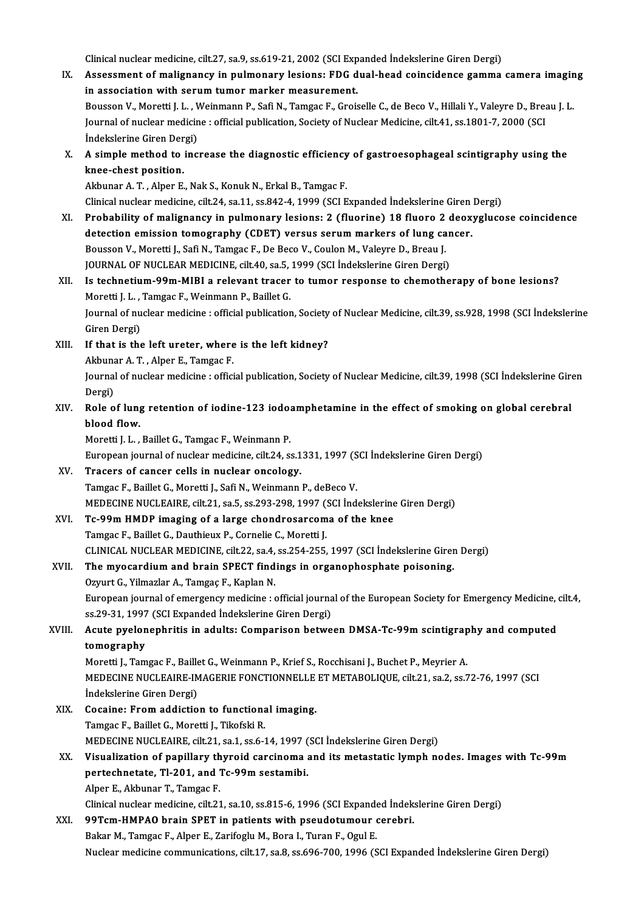Clinical nuclear medicine, cilt.27, sa.9, ss.619-21, 2002 (SCI Expanded İndekslerine Giren Dergi)

IX. **Assessment of malignancy in pulmonary lesions: FDG dual-head coincidence gamma camera imaging in association with serum tumor marker measurement.**
Bousson V., Moretti J. L. , Weinmann P., Safi N., Tamgac F., Groiselle C., de Beco V., Hillali Y., Valeyre D., Breau J. L.
Journal of nuclear medicine : official publication, Society of Nuclear Medicine, cilt.41, ss.1801-7, 2000 (SCI İndekslerine Giren Dergi)

X. **A simple method to increase the diagnostic efficiency of gastroesophageal scintigraphy using the knee-chest position.**
Akbunar A. T. , Alper E., Nak S., Konuk N., Erkal B., Tamgac F.
Clinical nuclear medicine, cilt.24, sa.11, ss.842-4, 1999 (SCI Expanded İndekslerine Giren Dergi)

XI. **Probability of malignancy in pulmonary lesions: 2 (fluorine) 18 fluoro 2 deoxyglucose coincidence detection emission tomography (CDET) versus serum markers of lung cancer.**
Bousson V., Moretti J., Safi N., Tamgac F., De Beco V., Coulon M., Valeyre D., Breau J.
JOURNAL OF NUCLEAR MEDICINE, cilt.40, sa.5, 1999 (SCI İndekslerine Giren Dergi)

XII. **Is technetium-99m-MIBI a relevant tracer to tumor response to chemotherapy of bone lesions?**
Moretti J. L. , Tamgac F., Weinmann P., Baillet G.
Journal of nuclear medicine : official publication, Society of Nuclear Medicine, cilt.39, ss.928, 1998 (SCI İndekslerine Giren Dergi)

XIII. **If that is the left ureter, where is the left kidney?**
Akbunar A. T. , Alper E., Tamgac F.
Journal of nuclear medicine : official publication, Society of Nuclear Medicine, cilt.39, 1998 (SCI İndekslerine Giren Dergi)

XIV. **Role of lung retention of iodine-123 iodoamphetamine in the effect of smoking on global cerebral blood flow.**
Moretti J. L. , Baillet G., Tamgac F., Weinmann P.
European journal of nuclear medicine, cilt.24, ss.1331, 1997 (SCI İndekslerine Giren Dergi)

XV. **Tracers of cancer cells in nuclear oncology.**
Tamgac F., Baillet G., Moretti J., Safi N., Weinmann P., deBeco V.
MEDECINE NUCLEAIRE, cilt.21, sa.5, ss.293-298, 1997 (SCI İndekslerine Giren Dergi)

XVI. **Tc-99m HMDP imaging of a large chondrosarcoma of the knee**
Tamgac F., Baillet G., Dauthieux P., Cornelie C., Moretti J.
CLINICAL NUCLEAR MEDICINE, cilt.22, sa.4, ss.254-255, 1997 (SCI İndekslerine Giren Dergi)

XVII. **The myocardium and brain SPECT findings in organophosphate poisoning.**
Ozyurt G., Yilmazlar A., Tamgaç F., Kaplan N.
European journal of emergency medicine : official journal of the European Society for Emergency Medicine, cilt.4, ss.29-31, 1997 (SCI Expanded İndekslerine Giren Dergi)

XVIII. **Acute pyelonephritis in adults: Comparison between DMSA-Tc-99m scintigraphy and computed tomography**
Moretti J., Tamgac F., Baillet G., Weinmann P., Krief S., Rocchisani J., Buchet P., Meyrier A.
MEDECINE NUCLEAIRE-IMAGERIE FONCTIONNELLE ET METABOLIQUE, cilt.21, sa.2, ss.72-76, 1997 (SCI İndekslerine Giren Dergi)

XIX. **Cocaine: From addiction to functional imaging.**
Tamgac F., Baillet G., Moretti J., Tikofski R.
MEDECINE NUCLEAIRE, cilt.21, sa.1, ss.6-14, 1997 (SCI İndekslerine Giren Dergi)

XX. **Visualization of papillary thyroid carcinoma and its metastatic lymph nodes. Images with Tc-99m pertechnetate, Tl-201, and Tc-99m sestamibi.**
Alper E., Akbunar T., Tamgac F.
Clinical nuclear medicine, cilt.21, sa.10, ss.815-6, 1996 (SCI Expanded İndekslerine Giren Dergi)

XXI. **99Tcm-HMPAO brain SPET in patients with pseudotumour cerebri.**
Bakar M., Tamgac F., Alper E., Zarifoglu M., Bora I., Turan F., Ogul E.
Nuclear medicine communications, cilt.17, sa.8, ss.696-700, 1996 (SCI Expanded İndekslerine Giren Dergi)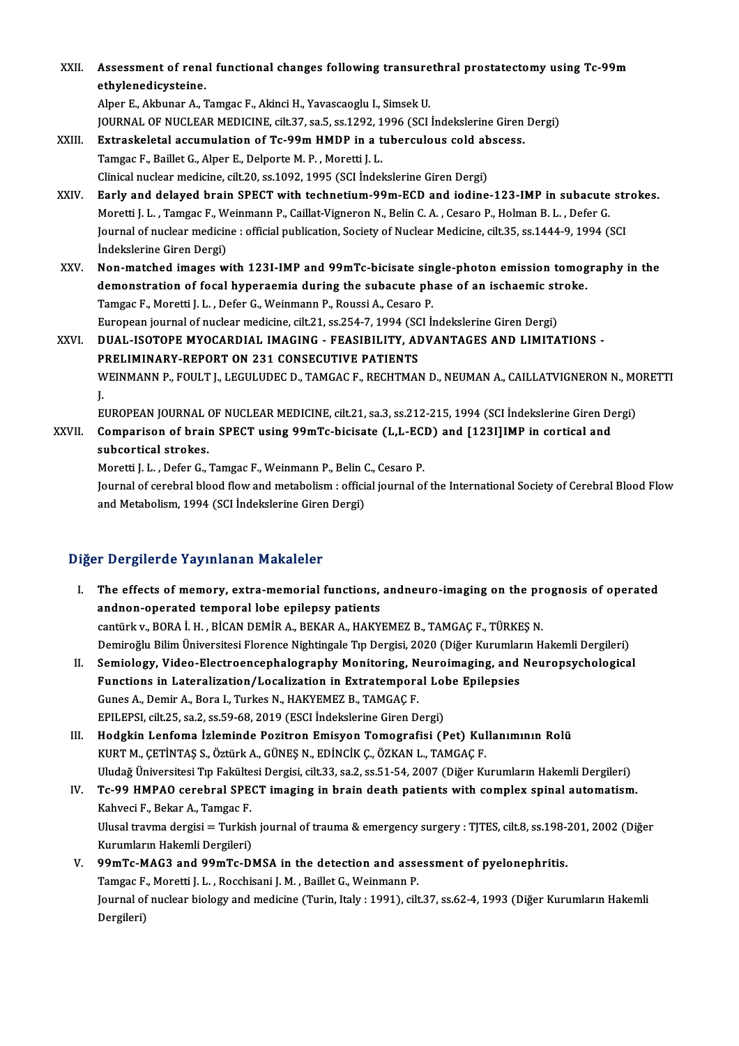XXII. **Assessment of renal functional changes following transurethral prostatectomy using Tc-99m ethylenedicysteine.**
Alper E., Akbunar A., Tamgac F., Akinci H., Yavascaoglu I., Simsek U.
JOURNAL OF NUCLEAR MEDICINE, cilt.37, sa.5, ss.1292, 1996 (SCI İndekslerine Giren Dergi)

XXIII. **Extraskeletal accumulation of Tc-99m HMDP in a tuberculous cold abscess.**
Tamgac F., Baillet G., Alper E., Delporte M. P. , Moretti J. L.
Clinical nuclear medicine, cilt.20, ss.1092, 1995 (SCI İndekslerine Giren Dergi)

XXIV. **Early and delayed brain SPECT with technetium-99m-ECD and iodine-123-IMP in subacute strokes.**
Moretti J. L. , Tamgac F., Weinmann P., Caillat-Vigneron N., Belin C. A. , Cesaro P., Holman B. L. , Defer G.
Journal of nuclear medicine : official publication, Society of Nuclear Medicine, cilt.35, ss.1444-9, 1994 (SCI İndekslerine Giren Dergi)

XXV. **Non-matched images with 123I-IMP and 99mTc-bicisate single-photon emission tomography in the demonstration of focal hyperaemia during the subacute phase of an ischaemic stroke.**
Tamgac F., Moretti J. L. , Defer G., Weinmann P., Roussi A., Cesaro P.
European journal of nuclear medicine, cilt.21, ss.254-7, 1994 (SCI İndekslerine Giren Dergi)

XXVI. **DUAL-ISOTOPE MYOCARDIAL IMAGING - FEASIBILITY, ADVANTAGES AND LIMITATIONS - PRELIMINARY-REPORT ON 231 CONSECUTIVE PATIENTS**
WEINMANN P., FOULT J., LEGULUDEC D., TAMGAC F., RECHTMAN D., NEUMAN A., CAILLATVIGNERON N., MORETTI J.
EUROPEAN JOURNAL OF NUCLEAR MEDICINE, cilt.21, sa.3, ss.212-215, 1994 (SCI İndekslerine Giren Dergi)

XXVII. **Comparison of brain SPECT using 99mTc-bicisate (L,L-ECD) and [123I]IMP in cortical and subcortical strokes.**
Moretti J. L. , Defer G., Tamgac F., Weinmann P., Belin C., Cesaro P.
Journal of cerebral blood flow and metabolism : official journal of the International Society of Cerebral Blood Flow and Metabolism, 1994 (SCI İndekslerine Giren Dergi)

## Diğer Dergilerde Yayınlanan Makaleler

I. **The effects of memory, extra-memorial functions, andneuro-imaging on the prognosis of operated andnon-operated temporal lobe epilepsy patients**
cantürk v., BORA İ. H. , BİCAN DEMİR A., BEKAR A., HAKYEMEZ B., TAMGAÇ F., TÜRKEŞ N.
Demiroğlu Bilim Üniversitesi Florence Nightingale Tıp Dergisi, 2020 (Diğer Kurumların Hakemli Dergileri)

II. **Semiology, Video-Electroencephalography Monitoring, Neuroimaging, and Neuropsychological Functions in Lateralization/Localization in Extratemporal Lobe Epilepsies**
Gunes A., Demir A., Bora I., Turkes N., HAKYEMEZ B., TAMGAÇ F.
EPILEPSI, cilt.25, sa.2, ss.59-68, 2019 (ESCI İndekslerine Giren Dergi)

III. **Hodgkin Lenfoma İzleminde Pozitron Emisyon Tomografisi (Pet) Kullanımının Rolü**
KURT M., ÇETİNTAŞ S., Öztürk A., GÜNEŞ N., EDİNCİK Ç., ÖZKAN L., TAMGAÇ F.
Uludağ Üniversitesi Tıp Fakültesi Dergisi, cilt.33, sa.2, ss.51-54, 2007 (Diğer Kurumların Hakemli Dergileri)

IV. **Tc-99 HMPAO cerebral SPECT imaging in brain death patients with complex spinal automatism.**
Kahveci F., Bekar A., Tamgac F.
Ulusal travma dergisi = Turkish journal of trauma & emergency surgery : TJTES, cilt.8, ss.198-201, 2002 (Diğer Kurumların Hakemli Dergileri)

V. **99mTc-MAG3 and 99mTc-DMSA in the detection and assessment of pyelonephritis.**
Tamgac F., Moretti J. L. , Rocchisani J. M. , Baillet G., Weinmann P.
Journal of nuclear biology and medicine (Turin, Italy : 1991), cilt.37, ss.62-4, 1993 (Diğer Kurumların Hakemli Dergileri)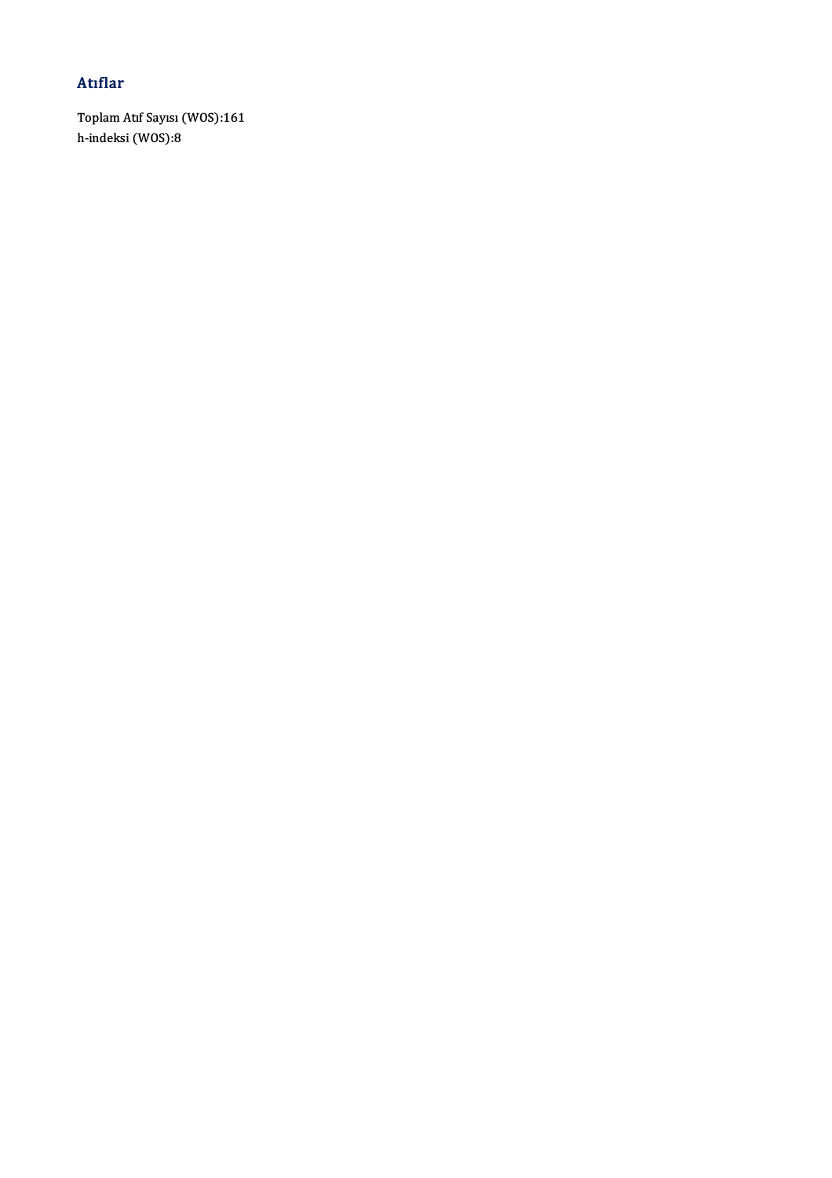## Atıflar

Toplam Atıf Sayısı (WOS):161
h-indeksi (WOS):8